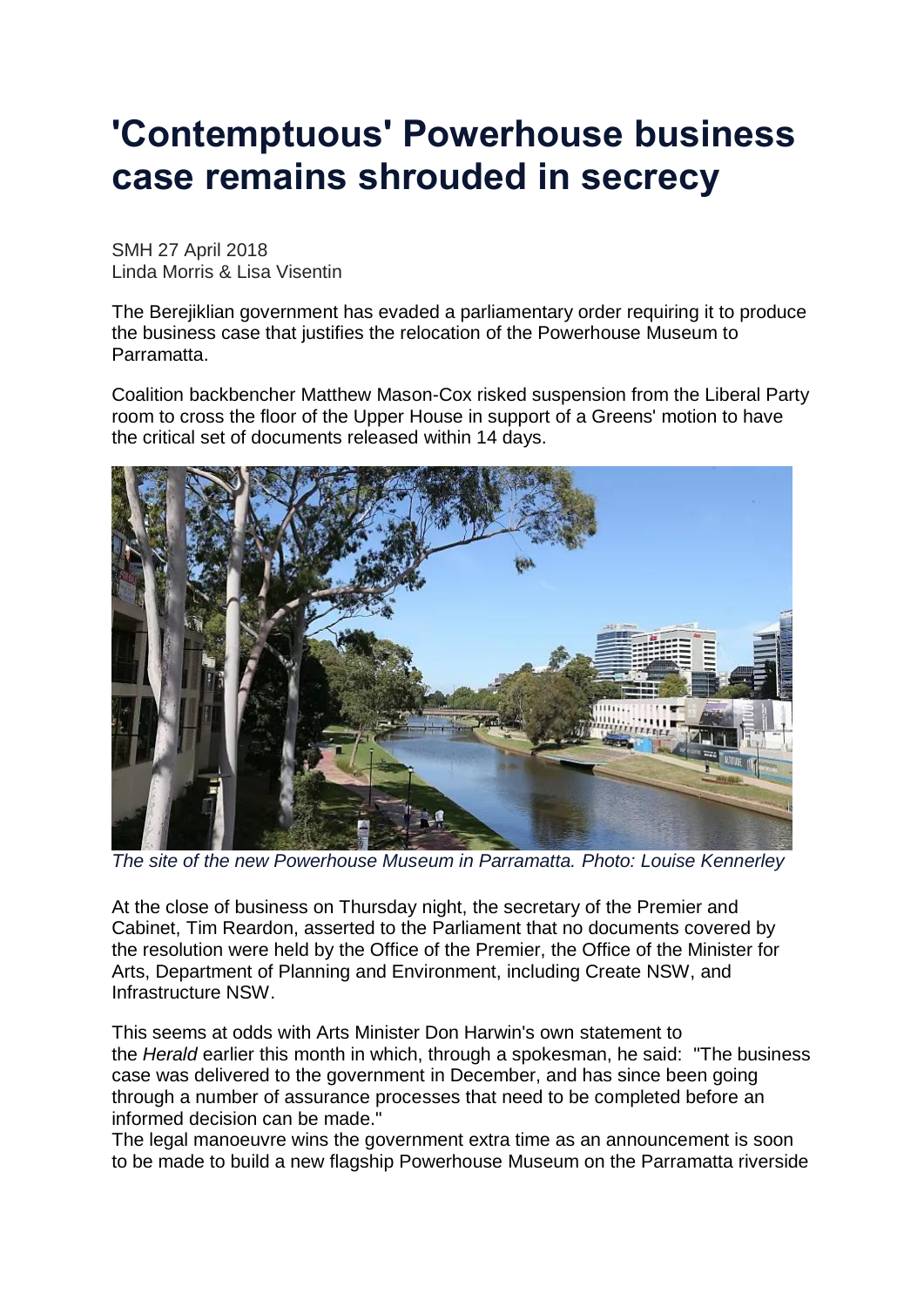# 'Contemptuous' Powerhouse business case remains shrouded in secrecy

SMH 27 April 2018
Linda Morris & Lisa Visentin

The Berejiklian government has evaded a parliamentary order requiring it to produce the business case that justifies the relocation of the Powerhouse Museum to Parramatta.

Coalition backbencher Matthew Mason-Cox risked suspension from the Liberal Party room to cross the floor of the Upper House in support of a Greens' motion to have the critical set of documents released within 14 days.

*The site of the new Powerhouse Museum in Parramatta. Photo: Louise Kennerley*

At the close of business on Thursday night, the secretary of the Premier and Cabinet, Tim Reardon, asserted to the Parliament that no documents covered by the resolution were held by the Office of the Premier, the Office of the Minister for Arts, Department of Planning and Environment, including Create NSW, and Infrastructure NSW.

This seems at odds with Arts Minister Don Harwin's own statement to the *Herald* earlier this month in which, through a spokesman, he said: "The business case was delivered to the government in December, and has since been going through a number of assurance processes that need to be completed before an informed decision can be made."
The legal manoeuvre wins the government extra time as an announcement is soon to be made to build a new flagship Powerhouse Museum on the Parramatta riverside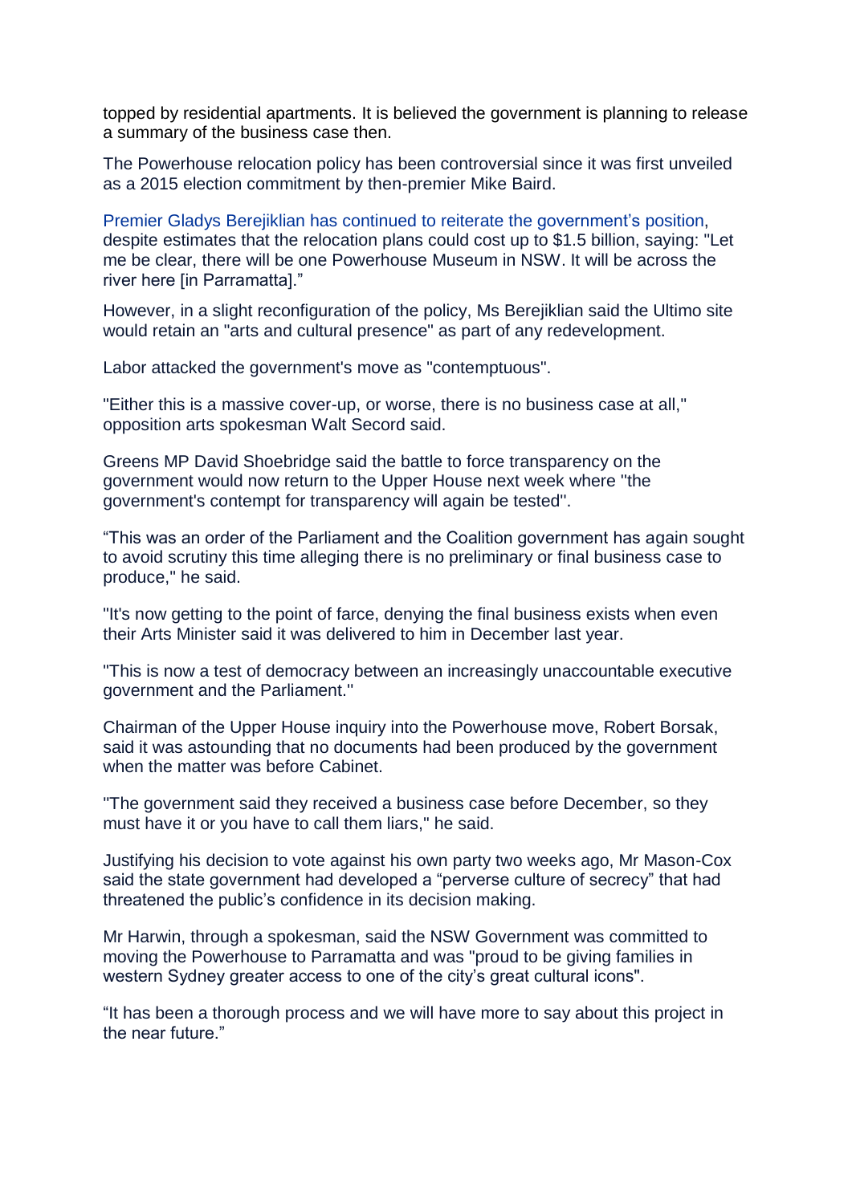topped by residential apartments. It is believed the government is planning to release a summary of the business case then.

The Powerhouse relocation policy has been controversial since it was first unveiled as a 2015 election commitment by then-premier Mike Baird.

Premier Gladys Berejiklian has continued to reiterate the government's position, despite estimates that the relocation plans could cost up to $1.5 billion, saying: "Let me be clear, there will be one Powerhouse Museum in NSW. It will be across the river here [in Parramatta]."

However, in a slight reconfiguration of the policy, Ms Berejiklian said the Ultimo site would retain an "arts and cultural presence" as part of any redevelopment.

Labor attacked the government's move as "contemptuous".

"Either this is a massive cover-up, or worse, there is no business case at all," opposition arts spokesman Walt Secord said.

Greens MP David Shoebridge said the battle to force transparency on the government would now return to the Upper House next week where "the government's contempt for transparency will again be tested".

"This was an order of the Parliament and the Coalition government has again sought to avoid scrutiny this time alleging there is no preliminary or final business case to produce," he said.

"It's now getting to the point of farce, denying the final business exists when even their Arts Minister said it was delivered to him in December last year.

"This is now a test of democracy between an increasingly unaccountable executive government and the Parliament."

Chairman of the Upper House inquiry into the Powerhouse move, Robert Borsak, said it was astounding that no documents had been produced by the government when the matter was before Cabinet.

"The government said they received a business case before December, so they must have it or you have to call them liars," he said.

Justifying his decision to vote against his own party two weeks ago, Mr Mason-Cox said the state government had developed a "perverse culture of secrecy" that had threatened the public's confidence in its decision making.

Mr Harwin, through a spokesman, said the NSW Government was committed to moving the Powerhouse to Parramatta and was "proud to be giving families in western Sydney greater access to one of the city's great cultural icons".

"It has been a thorough process and we will have more to say about this project in the near future."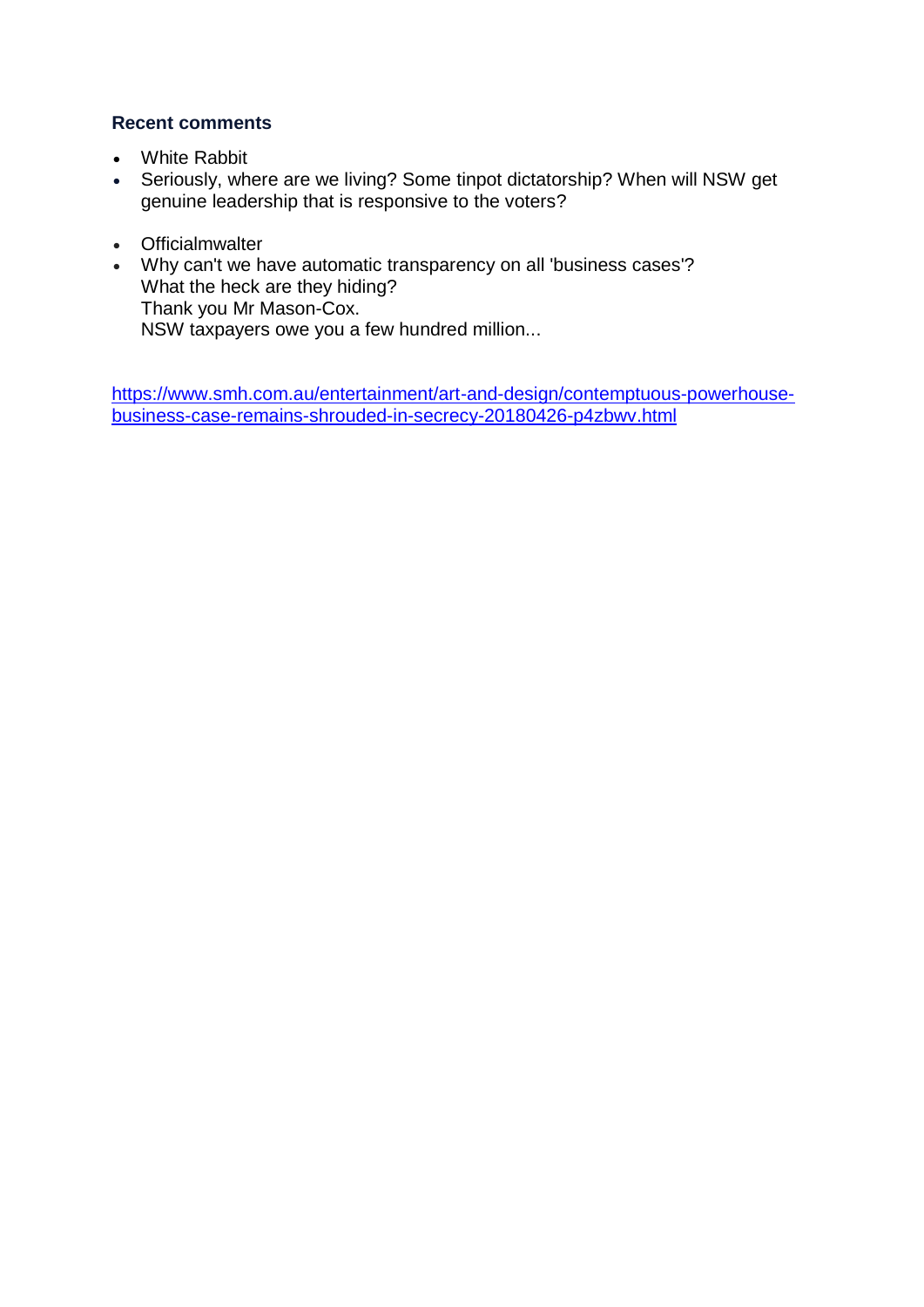**Recent comments**

- White Rabbit
- Seriously, where are we living? Some tinpot dictatorship? When will NSW get genuine leadership that is responsive to the voters?

- Officialmwalter
- Why can't we have automatic transparency on all 'business cases'?
  What the heck are they hiding?
  Thank you Mr Mason-Cox.
  NSW taxpayers owe you a few hundred million...

https://www.smh.com.au/entertainment/art-and-design/contemptuous-powerhouse-business-case-remains-shrouded-in-secrecy-20180426-p4zbwv.html